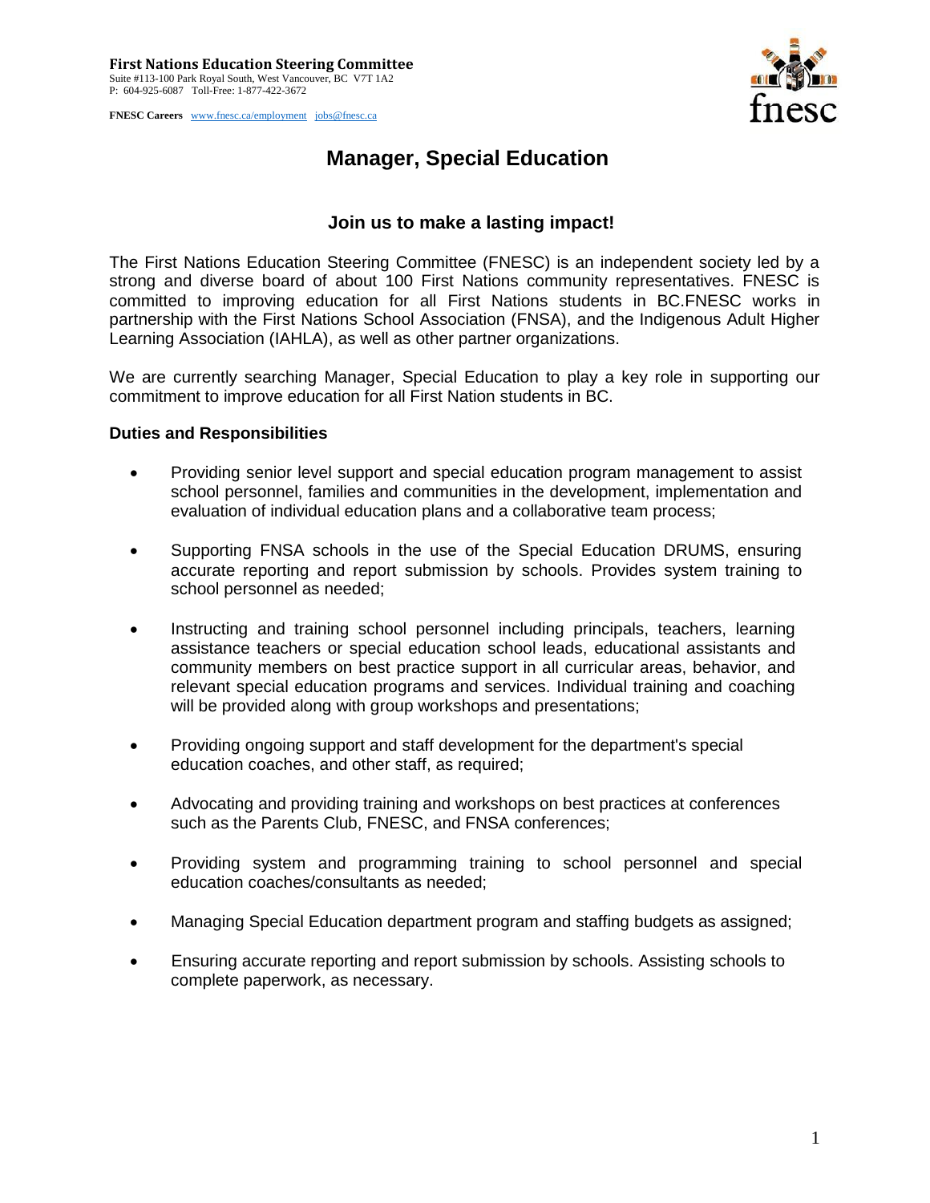**First Nations Education Steering Committee**
Suite #113-100 Park Royal South, West Vancouver, BC V7T 1A2
P: 604-925-6087 Toll-Free: 1-877-422-3672

**FNESC Careers** www.fnesc.ca/employment jobs@fnesc.ca

# Manager, Special Education

### Join us to make a lasting impact!

The First Nations Education Steering Committee (FNESC) is an independent society led by a strong and diverse board of about 100 First Nations community representatives. FNESC is committed to improving education for all First Nations students in BC.FNESC works in partnership with the First Nations School Association (FNSA), and the Indigenous Adult Higher Learning Association (IAHLA), as well as other partner organizations.

We are currently searching Manager, Special Education to play a key role in supporting our commitment to improve education for all First Nation students in BC.

**Duties and Responsibilities**

- Providing senior level support and special education program management to assist school personnel, families and communities in the development, implementation and evaluation of individual education plans and a collaborative team process;
- Supporting FNSA schools in the use of the Special Education DRUMS, ensuring accurate reporting and report submission by schools. Provides system training to school personnel as needed;
- Instructing and training school personnel including principals, teachers, learning assistance teachers or special education school leads, educational assistants and community members on best practice support in all curricular areas, behavior, and relevant special education programs and services. Individual training and coaching will be provided along with group workshops and presentations;
- Providing ongoing support and staff development for the department's special education coaches, and other staff, as required;
- Advocating and providing training and workshops on best practices at conferences such as the Parents Club, FNESC, and FNSA conferences;
- Providing system and programming training to school personnel and special education coaches/consultants as needed;
- Managing Special Education department program and staffing budgets as assigned;
- Ensuring accurate reporting and report submission by schools. Assisting schools to complete paperwork, as necessary.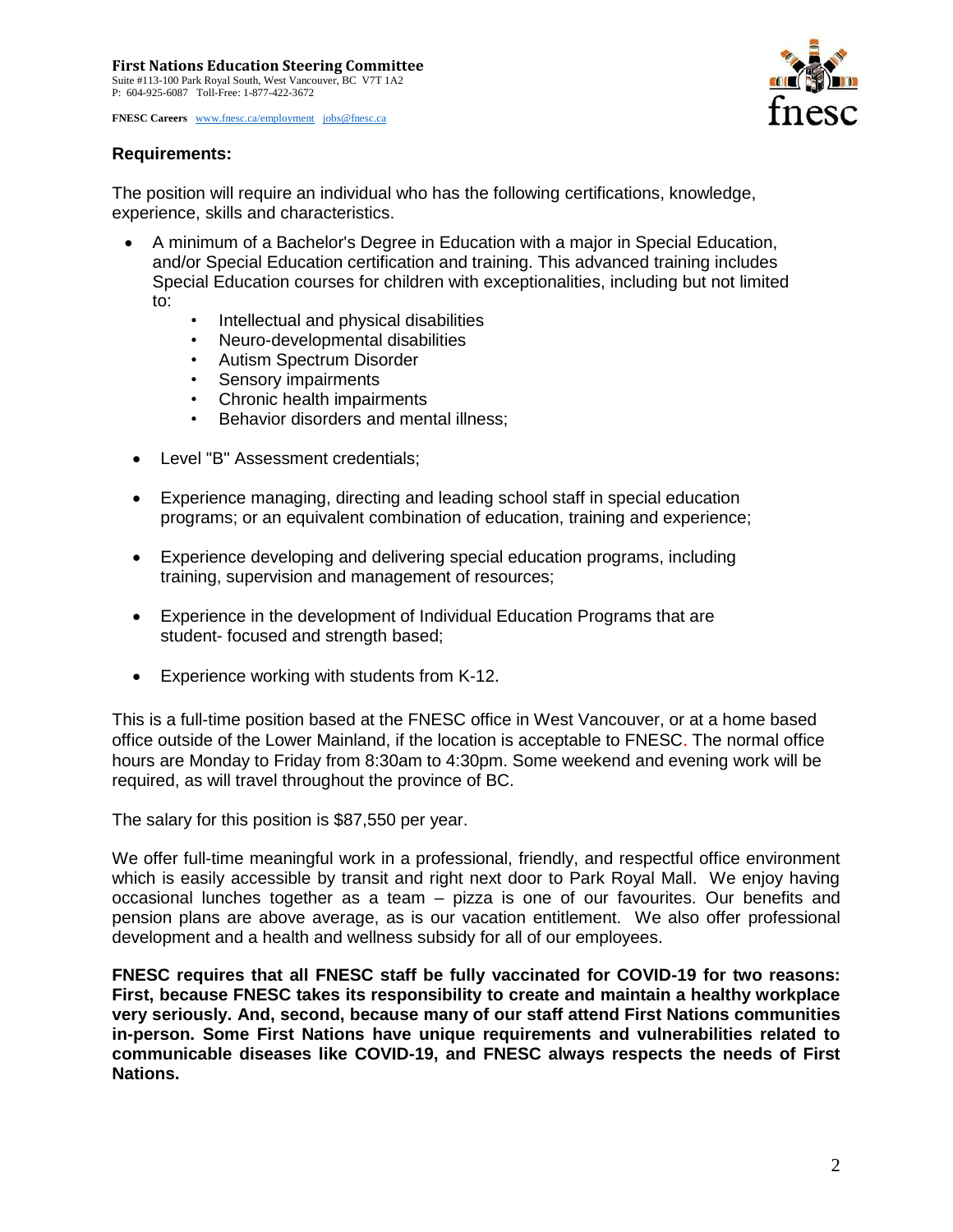**First Nations Education Steering Committee**
Suite #113-100 Park Royal South, West Vancouver, BC V7T 1A2
P: 604-925-6087 Toll-Free: 1-877-422-3672

**FNESC Careers** www.fnesc.ca/employment jobs@fnesc.ca

### Requirements:

The position will require an individual who has the following certifications, knowledge, experience, skills and characteristics.

- A minimum of a Bachelor's Degree in Education with a major in Special Education, and/or Special Education certification and training. This advanced training includes Special Education courses for children with exceptionalities, including but not limited to:
  - Intellectual and physical disabilities
  - Neuro-developmental disabilities
  - Autism Spectrum Disorder
  - Sensory impairments
  - Chronic health impairments
  - Behavior disorders and mental illness;
- Level "B" Assessment credentials;
- Experience managing, directing and leading school staff in special education programs; or an equivalent combination of education, training and experience;
- Experience developing and delivering special education programs, including training, supervision and management of resources;
- Experience in the development of Individual Education Programs that are student- focused and strength based;
- Experience working with students from K-12.

This is a full-time position based at the FNESC office in West Vancouver, or at a home based office outside of the Lower Mainland, if the location is acceptable to FNESC. The normal office hours are Monday to Friday from 8:30am to 4:30pm. Some weekend and evening work will be required, as will travel throughout the province of BC.

The salary for this position is $87,550 per year.

We offer full-time meaningful work in a professional, friendly, and respectful office environment which is easily accessible by transit and right next door to Park Royal Mall. We enjoy having occasional lunches together as a team – pizza is one of our favourites. Our benefits and pension plans are above average, as is our vacation entitlement. We also offer professional development and a health and wellness subsidy for all of our employees.

**FNESC requires that all FNESC staff be fully vaccinated for COVID-19 for two reasons: First, because FNESC takes its responsibility to create and maintain a healthy workplace very seriously. And, second, because many of our staff attend First Nations communities in-person. Some First Nations have unique requirements and vulnerabilities related to communicable diseases like COVID-19, and FNESC always respects the needs of First Nations.**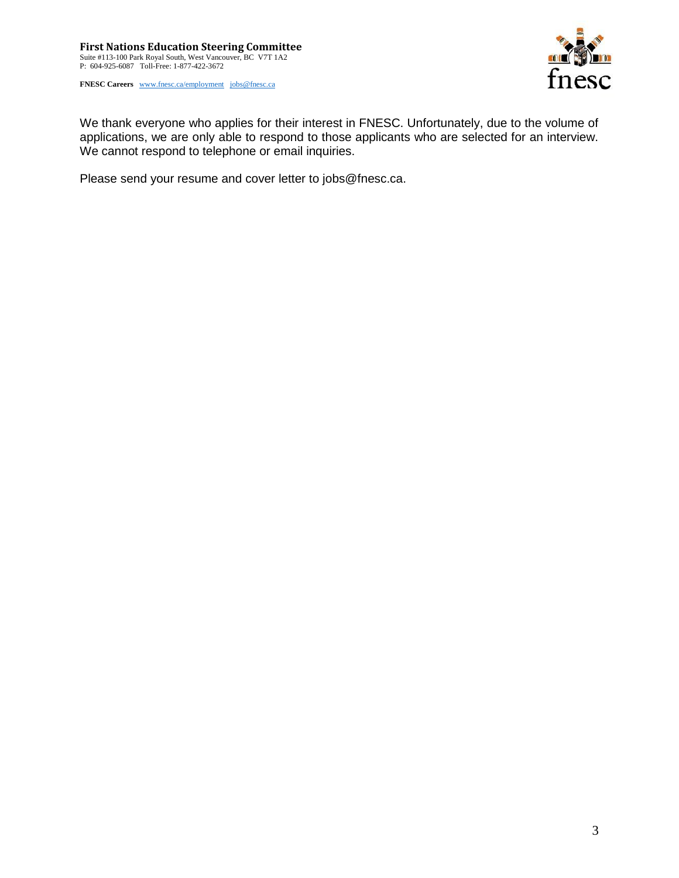We thank everyone who applies for their interest in FNESC. Unfortunately, due to the volume of applications, we are only able to respond to those applicants who are selected for an interview. We cannot respond to telephone or email inquiries.

Please send your resume and cover letter to jobs@fnesc.ca.